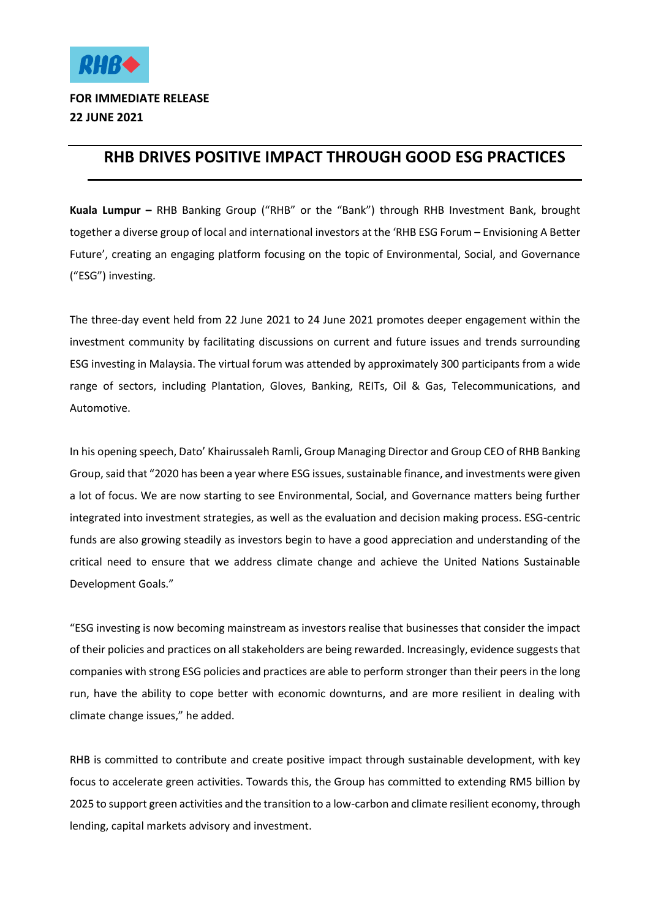**FOR IMMEDIATE RELEASE**
**22 JUNE 2021**

# RHB DRIVES POSITIVE IMPACT THROUGH GOOD ESG PRACTICES

**Kuala Lumpur –** RHB Banking Group ("RHB" or the "Bank") through RHB Investment Bank, brought together a diverse group of local and international investors at the 'RHB ESG Forum – Envisioning A Better Future', creating an engaging platform focusing on the topic of Environmental, Social, and Governance ("ESG") investing.

The three-day event held from 22 June 2021 to 24 June 2021 promotes deeper engagement within the investment community by facilitating discussions on current and future issues and trends surrounding ESG investing in Malaysia. The virtual forum was attended by approximately 300 participants from a wide range of sectors, including Plantation, Gloves, Banking, REITs, Oil & Gas, Telecommunications, and Automotive.

In his opening speech, Dato' Khairussaleh Ramli, Group Managing Director and Group CEO of RHB Banking Group, said that "2020 has been a year where ESG issues, sustainable finance, and investments were given a lot of focus. We are now starting to see Environmental, Social, and Governance matters being further integrated into investment strategies, as well as the evaluation and decision making process. ESG-centric funds are also growing steadily as investors begin to have a good appreciation and understanding of the critical need to ensure that we address climate change and achieve the United Nations Sustainable Development Goals."

"ESG investing is now becoming mainstream as investors realise that businesses that consider the impact of their policies and practices on all stakeholders are being rewarded. Increasingly, evidence suggests that companies with strong ESG policies and practices are able to perform stronger than their peers in the long run, have the ability to cope better with economic downturns, and are more resilient in dealing with climate change issues," he added.

RHB is committed to contribute and create positive impact through sustainable development, with key focus to accelerate green activities. Towards this, the Group has committed to extending RM5 billion by 2025 to support green activities and the transition to a low-carbon and climate resilient economy, through lending, capital markets advisory and investment.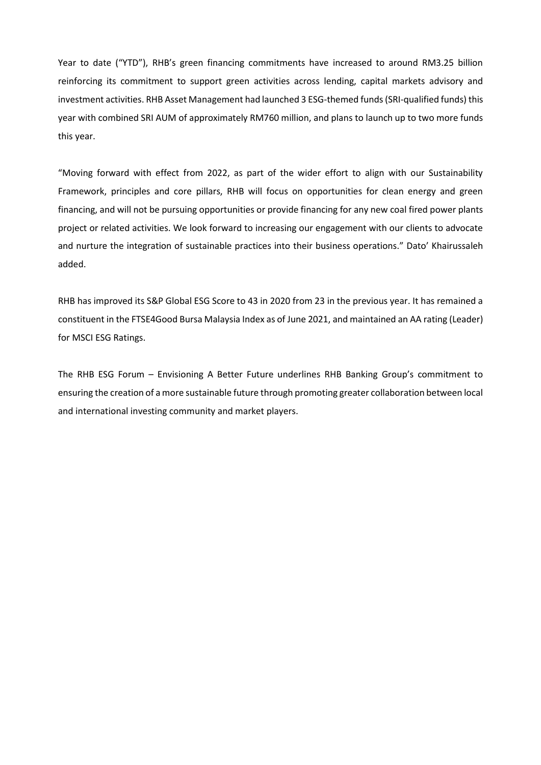Year to date ("YTD"), RHB's green financing commitments have increased to around RM3.25 billion reinforcing its commitment to support green activities across lending, capital markets advisory and investment activities. RHB Asset Management had launched 3 ESG-themed funds (SRI-qualified funds) this year with combined SRI AUM of approximately RM760 million, and plans to launch up to two more funds this year.

"Moving forward with effect from 2022, as part of the wider effort to align with our Sustainability Framework, principles and core pillars, RHB will focus on opportunities for clean energy and green financing, and will not be pursuing opportunities or provide financing for any new coal fired power plants project or related activities. We look forward to increasing our engagement with our clients to advocate and nurture the integration of sustainable practices into their business operations." Dato' Khairussaleh added.

RHB has improved its S&P Global ESG Score to 43 in 2020 from 23 in the previous year. It has remained a constituent in the FTSE4Good Bursa Malaysia Index as of June 2021, and maintained an AA rating (Leader) for MSCI ESG Ratings.

The RHB ESG Forum – Envisioning A Better Future underlines RHB Banking Group's commitment to ensuring the creation of a more sustainable future through promoting greater collaboration between local and international investing community and market players.